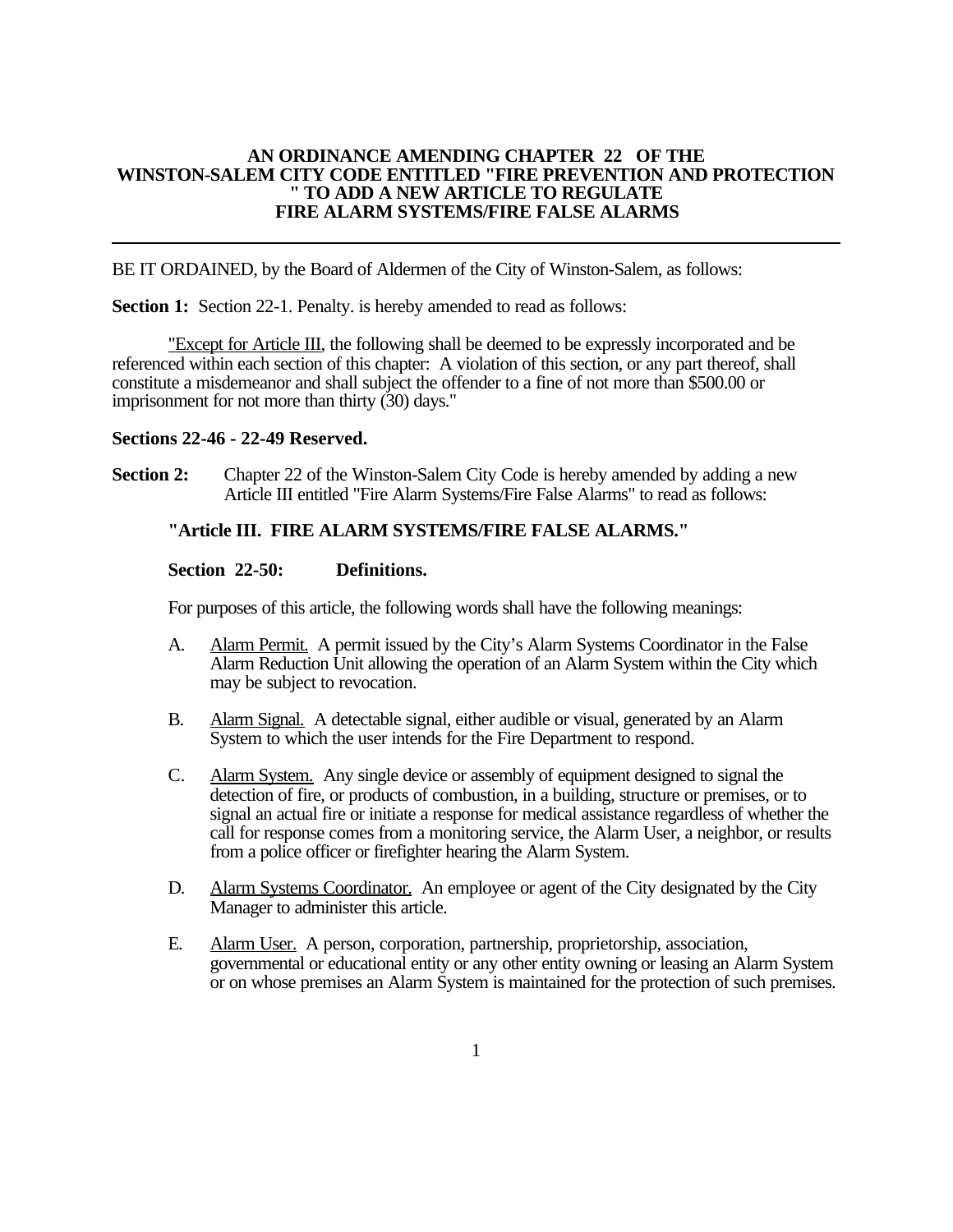**AN ORDINANCE AMENDING CHAPTER 22 OF THE WINSTON-SALEM CITY CODE ENTITLED "FIRE PREVENTION AND PROTECTION " TO ADD A NEW ARTICLE TO REGULATE FIRE ALARM SYSTEMS/FIRE FALSE ALARMS**

---

BE IT ORDAINED, by the Board of Aldermen of the City of Winston-Salem, as follows:

**Section 1:** Section 22-1. Penalty. is hereby amended to read as follows:

"Except for Article III, the following shall be deemed to be expressly incorporated and be referenced within each section of this chapter: A violation of this section, or any part thereof, shall constitute a misdemeanor and shall subject the offender to a fine of not more than $500.00 or imprisonment for not more than thirty (30) days."

**Sections 22-46 - 22-49 Reserved.**

**Section 2:** Chapter 22 of the Winston-Salem City Code is hereby amended by adding a new Article III entitled "Fire Alarm Systems/Fire False Alarms" to read as follows:

**"Article III. FIRE ALARM SYSTEMS/FIRE FALSE ALARMS."**

**Section 22-50: Definitions.**

For purposes of this article, the following words shall have the following meanings:

A. Alarm Permit. A permit issued by the City's Alarm Systems Coordinator in the False Alarm Reduction Unit allowing the operation of an Alarm System within the City which may be subject to revocation.

B. Alarm Signal. A detectable signal, either audible or visual, generated by an Alarm System to which the user intends for the Fire Department to respond.

C. Alarm System. Any single device or assembly of equipment designed to signal the detection of fire, or products of combustion, in a building, structure or premises, or to signal an actual fire or initiate a response for medical assistance regardless of whether the call for response comes from a monitoring service, the Alarm User, a neighbor, or results from a police officer or firefighter hearing the Alarm System.

D. Alarm Systems Coordinator. An employee or agent of the City designated by the City Manager to administer this article.

E. Alarm User. A person, corporation, partnership, proprietorship, association, governmental or educational entity or any other entity owning or leasing an Alarm System or on whose premises an Alarm System is maintained for the protection of such premises.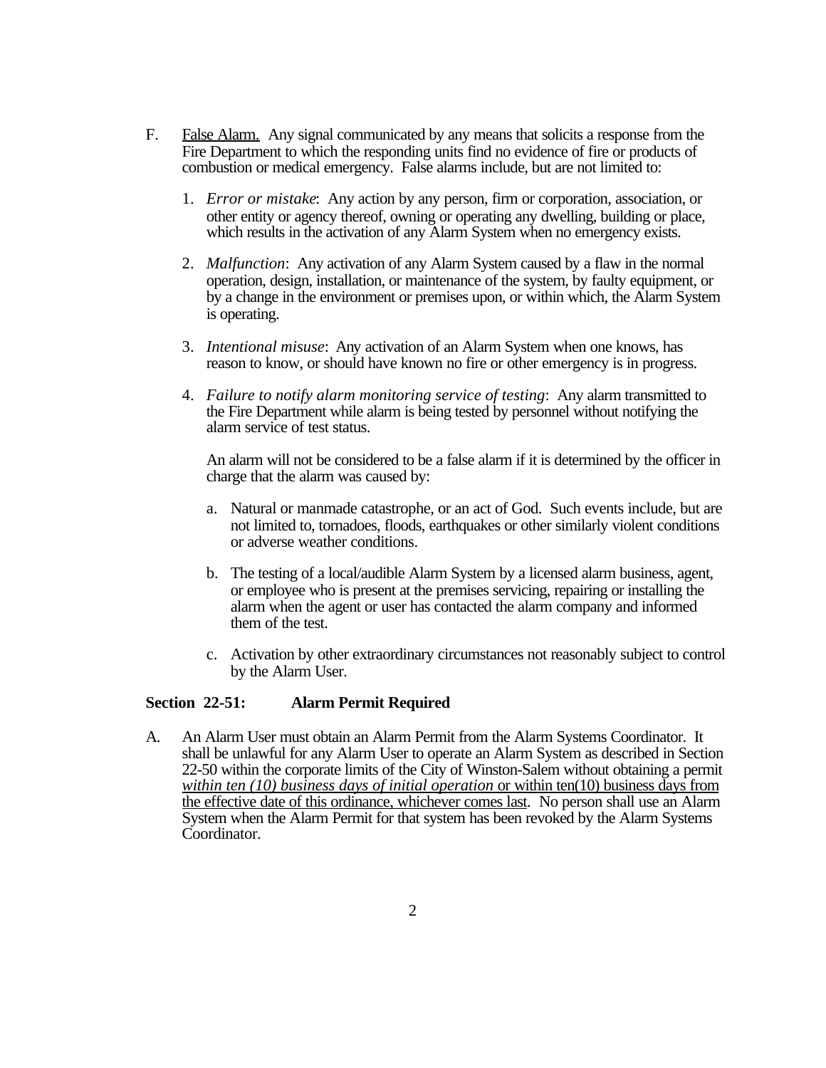F. <u>False Alarm.</u> Any signal communicated by any means that solicits a response from the Fire Department to which the responding units find no evidence of fire or products of combustion or medical emergency. False alarms include, but are not limited to:

1. *Error or mistake*: Any action by any person, firm or corporation, association, or other entity or agency thereof, owning or operating any dwelling, building or place, which results in the activation of any Alarm System when no emergency exists.

2. *Malfunction*: Any activation of any Alarm System caused by a flaw in the normal operation, design, installation, or maintenance of the system, by faulty equipment, or by a change in the environment or premises upon, or within which, the Alarm System is operating.

3. *Intentional misuse*: Any activation of an Alarm System when one knows, has reason to know, or should have known no fire or other emergency is in progress.

4. *Failure to notify alarm monitoring service of testing*: Any alarm transmitted to the Fire Department while alarm is being tested by personnel without notifying the alarm service of test status.

An alarm will not be considered to be a false alarm if it is determined by the officer in charge that the alarm was caused by:

a. Natural or manmade catastrophe, or an act of God. Such events include, but are not limited to, tornadoes, floods, earthquakes or other similarly violent conditions or adverse weather conditions.

b. The testing of a local/audible Alarm System by a licensed alarm business, agent, or employee who is present at the premises servicing, repairing or installing the alarm when the agent or user has contacted the alarm company and informed them of the test.

c. Activation by other extraordinary circumstances not reasonably subject to control by the Alarm User.

**Section 22-51: Alarm Permit Required**

A. An Alarm User must obtain an Alarm Permit from the Alarm Systems Coordinator. It shall be unlawful for any Alarm User to operate an Alarm System as described in Section 22-50 within the corporate limits of the City of Winston-Salem without obtaining a permit <u>*within ten (10) business days of initial operation* or within ten(10) business days from the effective date of this ordinance, whichever comes last</u>. No person shall use an Alarm System when the Alarm Permit for that system has been revoked by the Alarm Systems Coordinator.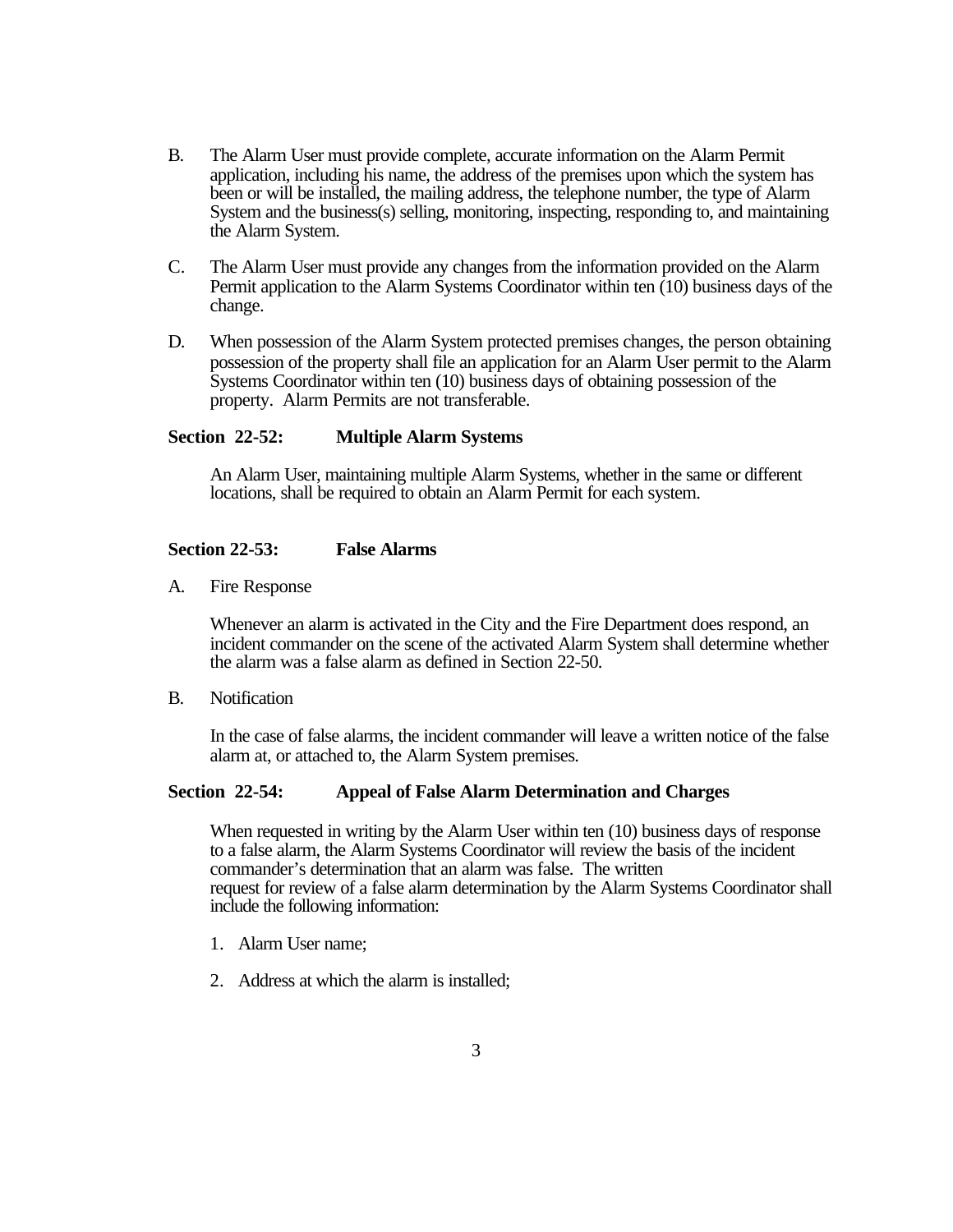B. The Alarm User must provide complete, accurate information on the Alarm Permit application, including his name, the address of the premises upon which the system has been or will be installed, the mailing address, the telephone number, the type of Alarm System and the business(s) selling, monitoring, inspecting, responding to, and maintaining the Alarm System.

C. The Alarm User must provide any changes from the information provided on the Alarm Permit application to the Alarm Systems Coordinator within ten (10) business days of the change.

D. When possession of the Alarm System protected premises changes, the person obtaining possession of the property shall file an application for an Alarm User permit to the Alarm Systems Coordinator within ten (10) business days of obtaining possession of the property. Alarm Permits are not transferable.

**Section 22-52: Multiple Alarm Systems**

An Alarm User, maintaining multiple Alarm Systems, whether in the same or different locations, shall be required to obtain an Alarm Permit for each system.

**Section 22-53: False Alarms**

A. Fire Response

Whenever an alarm is activated in the City and the Fire Department does respond, an incident commander on the scene of the activated Alarm System shall determine whether the alarm was a false alarm as defined in Section 22-50.

B. Notification

In the case of false alarms, the incident commander will leave a written notice of the false alarm at, or attached to, the Alarm System premises.

**Section 22-54: Appeal of False Alarm Determination and Charges**

When requested in writing by the Alarm User within ten (10) business days of response to a false alarm, the Alarm Systems Coordinator will review the basis of the incident commander's determination that an alarm was false. The written request for review of a false alarm determination by the Alarm Systems Coordinator shall include the following information:

1. Alarm User name;

2. Address at which the alarm is installed;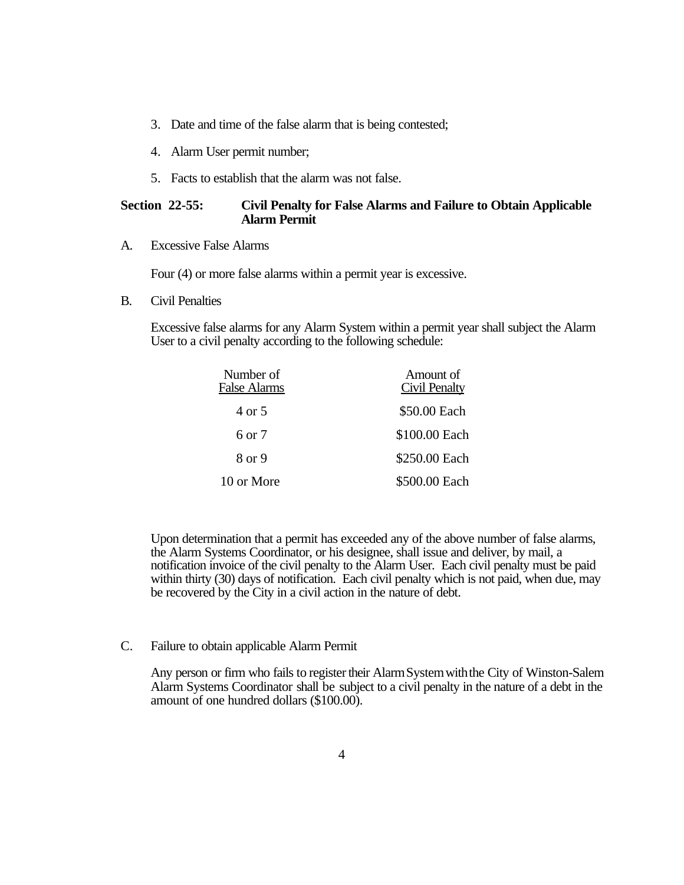3. Date and time of the false alarm that is being contested;

4. Alarm User permit number;

5. Facts to establish that the alarm was not false.

### Section 22-55: Civil Penalty for False Alarms and Failure to Obtain Applicable Alarm Permit

A. Excessive False Alarms

Four (4) or more false alarms within a permit year is excessive.

B. Civil Penalties

Excessive false alarms for any Alarm System within a permit year shall subject the Alarm User to a civil penalty according to the following schedule:

| Number of False Alarms | Amount of Civil Penalty |
|---|---|
| 4 or 5 | \$50.00 Each |
| 6 or 7 | \$100.00 Each |
| 8 or 9 | \$250.00 Each |
| 10 or More | \$500.00 Each |

Upon determination that a permit has exceeded any of the above number of false alarms, the Alarm Systems Coordinator, or his designee, shall issue and deliver, by mail, a notification invoice of the civil penalty to the Alarm User. Each civil penalty must be paid within thirty (30) days of notification. Each civil penalty which is not paid, when due, may be recovered by the City in a civil action in the nature of debt.

C. Failure to obtain applicable Alarm Permit

Any person or firm who fails to register their Alarm System with the City of Winston-Salem Alarm Systems Coordinator shall be subject to a civil penalty in the nature of a debt in the amount of one hundred dollars (\$100.00).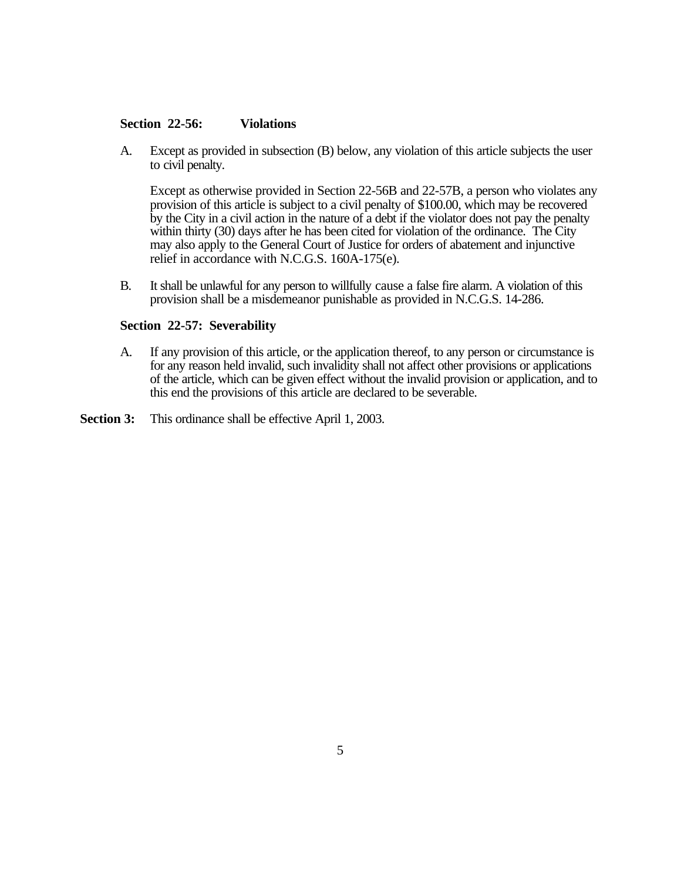**Section 22-56: Violations**

A. Except as provided in subsection (B) below, any violation of this article subjects the user to civil penalty.

   Except as otherwise provided in Section 22-56B and 22-57B, a person who violates any provision of this article is subject to a civil penalty of $100.00, which may be recovered by the City in a civil action in the nature of a debt if the violator does not pay the penalty within thirty (30) days after he has been cited for violation of the ordinance. The City may also apply to the General Court of Justice for orders of abatement and injunctive relief in accordance with N.C.G.S. 160A-175(e).

B. It shall be unlawful for any person to willfully cause a false fire alarm. A violation of this provision shall be a misdemeanor punishable as provided in N.C.G.S. 14-286.

**Section 22-57: Severability**

A. If any provision of this article, or the application thereof, to any person or circumstance is for any reason held invalid, such invalidity shall not affect other provisions or applications of the article, which can be given effect without the invalid provision or application, and to this end the provisions of this article are declared to be severable.

**Section 3:** This ordinance shall be effective April 1, 2003.